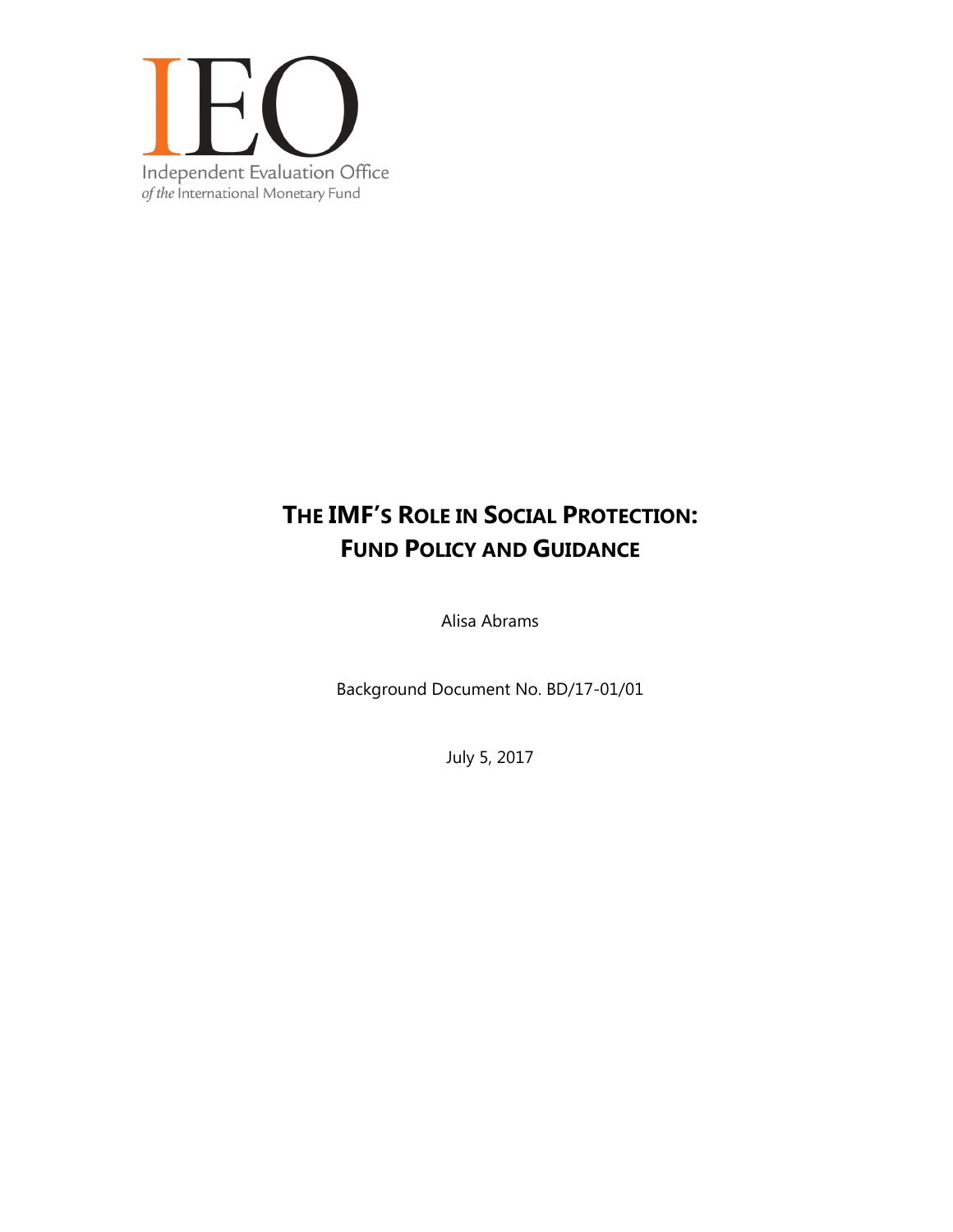IEO

Independent Evaluation Office
*of the* International Monetary Fund

# THE IMF'S ROLE IN SOCIAL PROTECTION: FUND POLICY AND GUIDANCE

Alisa Abrams

Background Document No. BD/17-01/01

July 5, 2017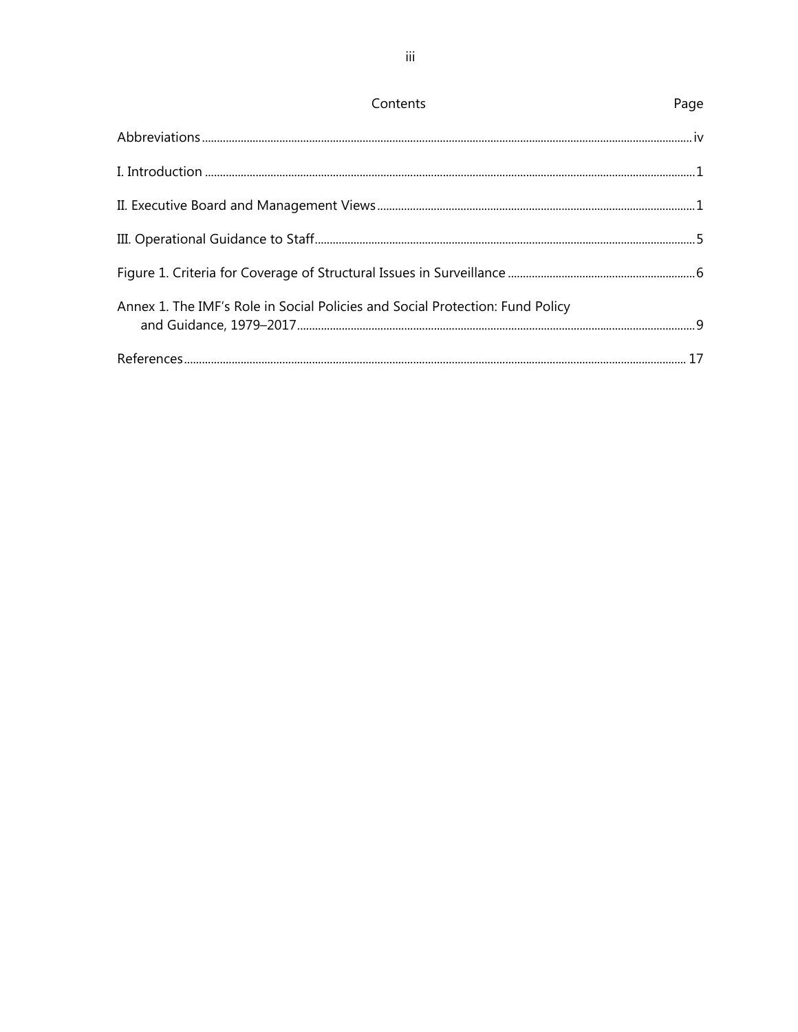## Contents

| Contents | Page |
|---|---|
| Abbreviations | iv |
| I. Introduction | 1 |
| II. Executive Board and Management Views | 1 |
| III. Operational Guidance to Staff | 5 |
| Figure 1. Criteria for Coverage of Structural Issues in Surveillance | 6 |
| Annex 1. The IMF's Role in Social Policies and Social Protection: Fund Policy and Guidance, 1979–2017 | 9 |
| References | 17 |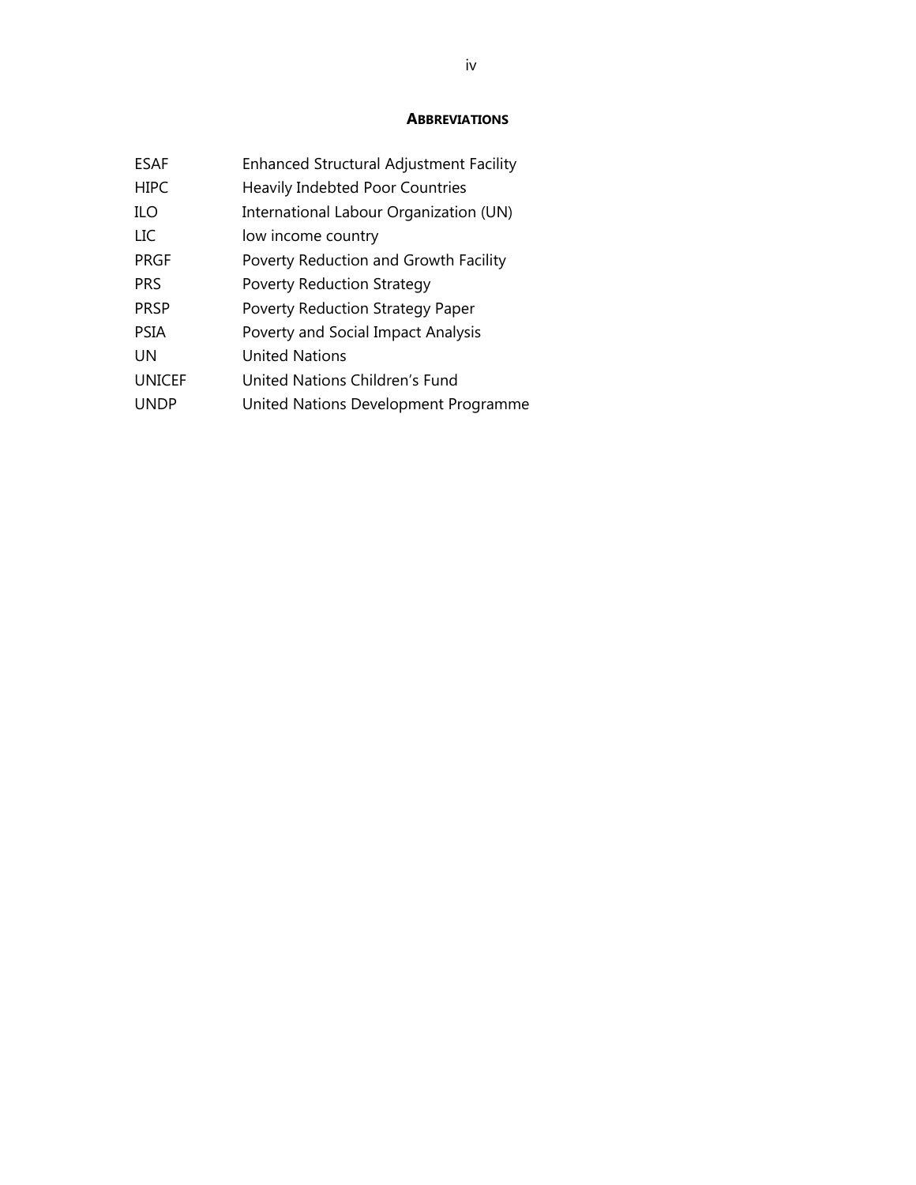## ABBREVIATIONS

| | |
|---|---|
| ESAF | Enhanced Structural Adjustment Facility |
| HIPC | Heavily Indebted Poor Countries |
| ILO | International Labour Organization (UN) |
| LIC | low income country |
| PRGF | Poverty Reduction and Growth Facility |
| PRS | Poverty Reduction Strategy |
| PRSP | Poverty Reduction Strategy Paper |
| PSIA | Poverty and Social Impact Analysis |
| UN | United Nations |
| UNICEF | United Nations Children's Fund |
| UNDP | United Nations Development Programme |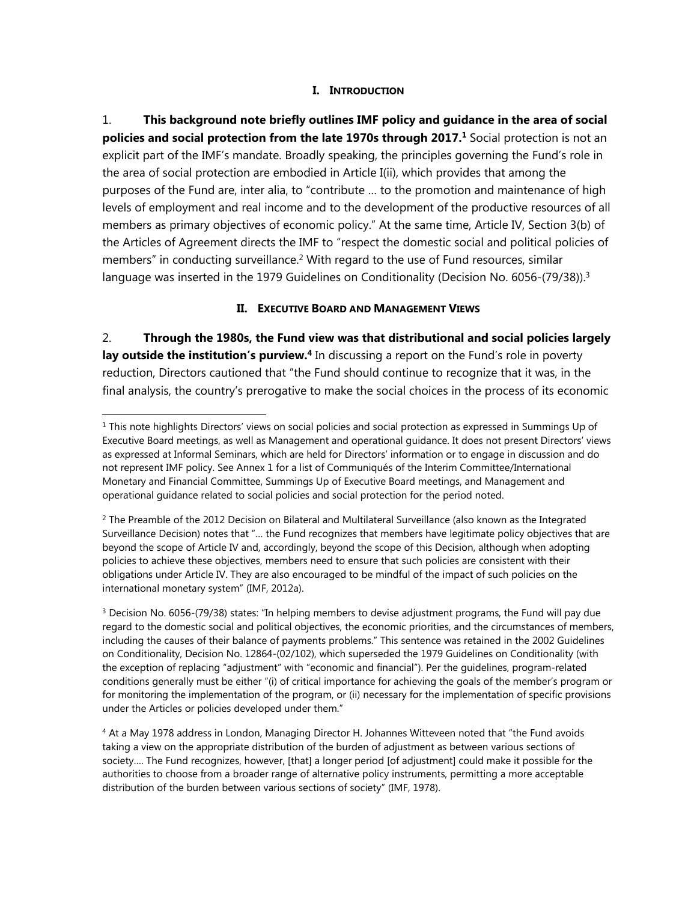## I. INTRODUCTION

1. **This background note briefly outlines IMF policy and guidance in the area of social policies and social protection from the late 1970s through 2017.[1]** Social protection is not an explicit part of the IMF's mandate. Broadly speaking, the principles governing the Fund's role in the area of social protection are embodied in Article I(ii), which provides that among the purposes of the Fund are, inter alia, to "contribute … to the promotion and maintenance of high levels of employment and real income and to the development of the productive resources of all members as primary objectives of economic policy." At the same time, Article IV, Section 3(b) of the Articles of Agreement directs the IMF to "respect the domestic social and political policies of members" in conducting surveillance.[2] With regard to the use of Fund resources, similar language was inserted in the 1979 Guidelines on Conditionality (Decision No. 6056-(79/38)).[3]

## II. EXECUTIVE BOARD AND MANAGEMENT VIEWS

2. **Through the 1980s, the Fund view was that distributional and social policies largely lay outside the institution's purview.[4]** In discussing a report on the Fund's role in poverty reduction, Directors cautioned that "the Fund should continue to recognize that it was, in the final analysis, the country's prerogative to make the social choices in the process of its economic

---

[1] This note highlights Directors' views on social policies and social protection as expressed in Summings Up of Executive Board meetings, as well as Management and operational guidance. It does not present Directors' views as expressed at Informal Seminars, which are held for Directors' information or to engage in discussion and do not represent IMF policy. See Annex 1 for a list of Communiqués of the Interim Committee/International Monetary and Financial Committee, Summings Up of Executive Board meetings, and Management and operational guidance related to social policies and social protection for the period noted.

[2] The Preamble of the 2012 Decision on Bilateral and Multilateral Surveillance (also known as the Integrated Surveillance Decision) notes that "… the Fund recognizes that members have legitimate policy objectives that are beyond the scope of Article IV and, accordingly, beyond the scope of this Decision, although when adopting policies to achieve these objectives, members need to ensure that such policies are consistent with their obligations under Article IV. They are also encouraged to be mindful of the impact of such policies on the international monetary system" (IMF, 2012a).

[3] Decision No. 6056-(79/38) states: "In helping members to devise adjustment programs, the Fund will pay due regard to the domestic social and political objectives, the economic priorities, and the circumstances of members, including the causes of their balance of payments problems." This sentence was retained in the 2002 Guidelines on Conditionality, Decision No. 12864-(02/102), which superseded the 1979 Guidelines on Conditionality (with the exception of replacing "adjustment" with "economic and financial"). Per the guidelines, program-related conditions generally must be either "(i) of critical importance for achieving the goals of the member's program or for monitoring the implementation of the program, or (ii) necessary for the implementation of specific provisions under the Articles or policies developed under them."

[4] At a May 1978 address in London, Managing Director H. Johannes Witteveen noted that "the Fund avoids taking a view on the appropriate distribution of the burden of adjustment as between various sections of society…. The Fund recognizes, however, [that] a longer period [of adjustment] could make it possible for the authorities to choose from a broader range of alternative policy instruments, permitting a more acceptable distribution of the burden between various sections of society" (IMF, 1978).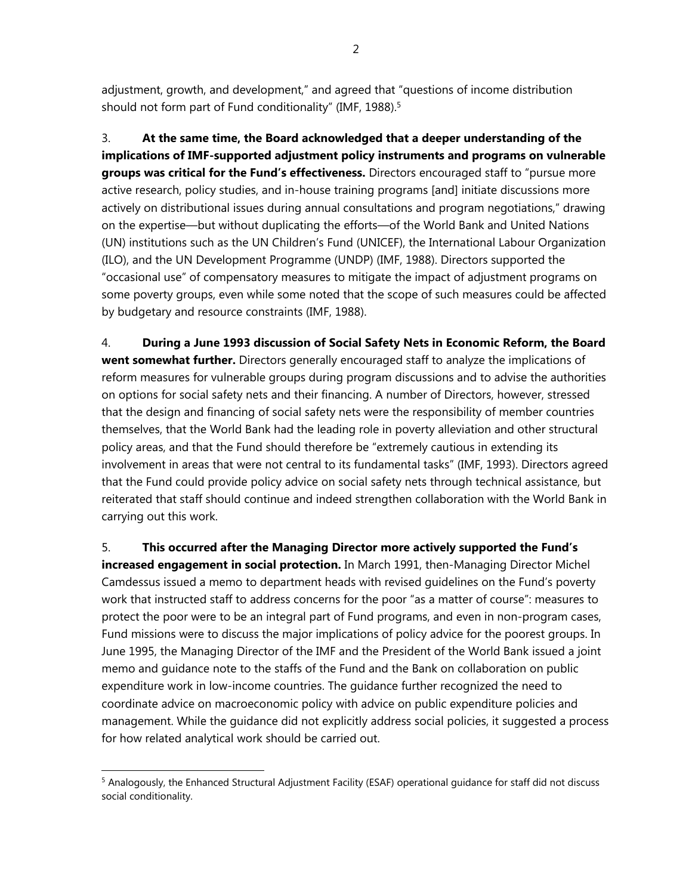adjustment, growth, and development," and agreed that "questions of income distribution should not form part of Fund conditionality" (IMF, 1988).[5]

3. **At the same time, the Board acknowledged that a deeper understanding of the implications of IMF-supported adjustment policy instruments and programs on vulnerable groups was critical for the Fund's effectiveness.** Directors encouraged staff to "pursue more active research, policy studies, and in-house training programs [and] initiate discussions more actively on distributional issues during annual consultations and program negotiations," drawing on the expertise—but without duplicating the efforts—of the World Bank and United Nations (UN) institutions such as the UN Children's Fund (UNICEF), the International Labour Organization (ILO), and the UN Development Programme (UNDP) (IMF, 1988). Directors supported the "occasional use" of compensatory measures to mitigate the impact of adjustment programs on some poverty groups, even while some noted that the scope of such measures could be affected by budgetary and resource constraints (IMF, 1988).

4. **During a June 1993 discussion of Social Safety Nets in Economic Reform, the Board went somewhat further.** Directors generally encouraged staff to analyze the implications of reform measures for vulnerable groups during program discussions and to advise the authorities on options for social safety nets and their financing. A number of Directors, however, stressed that the design and financing of social safety nets were the responsibility of member countries themselves, that the World Bank had the leading role in poverty alleviation and other structural policy areas, and that the Fund should therefore be "extremely cautious in extending its involvement in areas that were not central to its fundamental tasks" (IMF, 1993). Directors agreed that the Fund could provide policy advice on social safety nets through technical assistance, but reiterated that staff should continue and indeed strengthen collaboration with the World Bank in carrying out this work.

5. **This occurred after the Managing Director more actively supported the Fund's increased engagement in social protection.** In March 1991, then-Managing Director Michel Camdessus issued a memo to department heads with revised guidelines on the Fund's poverty work that instructed staff to address concerns for the poor "as a matter of course": measures to protect the poor were to be an integral part of Fund programs, and even in non-program cases, Fund missions were to discuss the major implications of policy advice for the poorest groups. In June 1995, the Managing Director of the IMF and the President of the World Bank issued a joint memo and guidance note to the staffs of the Fund and the Bank on collaboration on public expenditure work in low-income countries. The guidance further recognized the need to coordinate advice on macroeconomic policy with advice on public expenditure policies and management. While the guidance did not explicitly address social policies, it suggested a process for how related analytical work should be carried out.

[5] Analogously, the Enhanced Structural Adjustment Facility (ESAF) operational guidance for staff did not discuss social conditionality.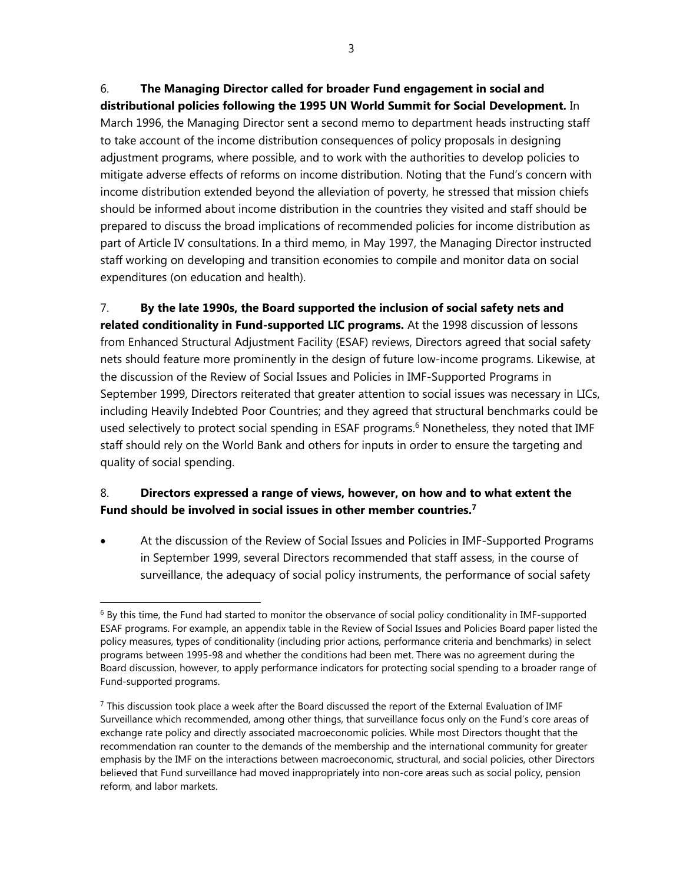6. **The Managing Director called for broader Fund engagement in social and distributional policies following the 1995 UN World Summit for Social Development.** In March 1996, the Managing Director sent a second memo to department heads instructing staff to take account of the income distribution consequences of policy proposals in designing adjustment programs, where possible, and to work with the authorities to develop policies to mitigate adverse effects of reforms on income distribution. Noting that the Fund's concern with income distribution extended beyond the alleviation of poverty, he stressed that mission chiefs should be informed about income distribution in the countries they visited and staff should be prepared to discuss the broad implications of recommended policies for income distribution as part of Article IV consultations. In a third memo, in May 1997, the Managing Director instructed staff working on developing and transition economies to compile and monitor data on social expenditures (on education and health).

7. **By the late 1990s, the Board supported the inclusion of social safety nets and related conditionality in Fund-supported LIC programs.** At the 1998 discussion of lessons from Enhanced Structural Adjustment Facility (ESAF) reviews, Directors agreed that social safety nets should feature more prominently in the design of future low-income programs. Likewise, at the discussion of the Review of Social Issues and Policies in IMF-Supported Programs in September 1999, Directors reiterated that greater attention to social issues was necessary in LICs, including Heavily Indebted Poor Countries; and they agreed that structural benchmarks could be used selectively to protect social spending in ESAF programs.[6] Nonetheless, they noted that IMF staff should rely on the World Bank and others for inputs in order to ensure the targeting and quality of social spending.

8. **Directors expressed a range of views, however, on how and to what extent the Fund should be involved in social issues in other member countries.[7]**

- At the discussion of the Review of Social Issues and Policies in IMF-Supported Programs in September 1999, several Directors recommended that staff assess, in the course of surveillance, the adequacy of social policy instruments, the performance of social safety

[6] By this time, the Fund had started to monitor the observance of social policy conditionality in IMF-supported ESAF programs. For example, an appendix table in the Review of Social Issues and Policies Board paper listed the policy measures, types of conditionality (including prior actions, performance criteria and benchmarks) in select programs between 1995-98 and whether the conditions had been met. There was no agreement during the Board discussion, however, to apply performance indicators for protecting social spending to a broader range of Fund-supported programs.

[7] This discussion took place a week after the Board discussed the report of the External Evaluation of IMF Surveillance which recommended, among other things, that surveillance focus only on the Fund's core areas of exchange rate policy and directly associated macroeconomic policies. While most Directors thought that the recommendation ran counter to the demands of the membership and the international community for greater emphasis by the IMF on the interactions between macroeconomic, structural, and social policies, other Directors believed that Fund surveillance had moved inappropriately into non-core areas such as social policy, pension reform, and labor markets.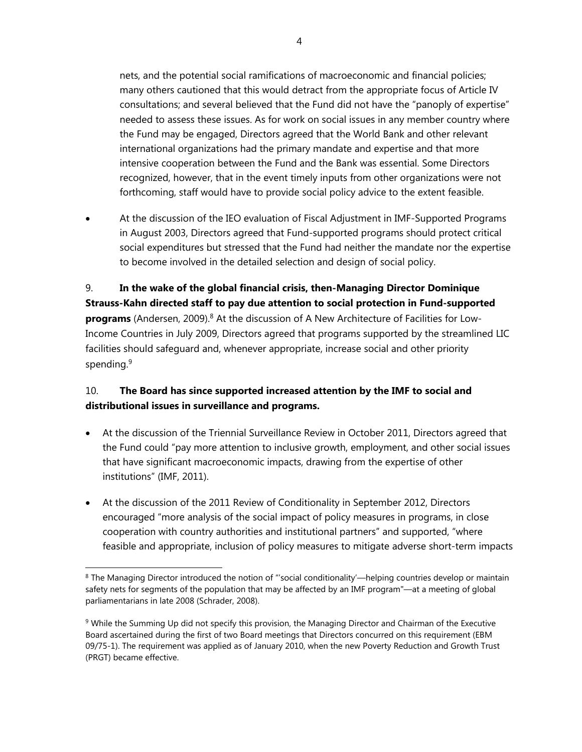nets, and the potential social ramifications of macroeconomic and financial policies; many others cautioned that this would detract from the appropriate focus of Article IV consultations; and several believed that the Fund did not have the "panoply of expertise" needed to assess these issues. As for work on social issues in any member country where the Fund may be engaged, Directors agreed that the World Bank and other relevant international organizations had the primary mandate and expertise and that more intensive cooperation between the Fund and the Bank was essential. Some Directors recognized, however, that in the event timely inputs from other organizations were not forthcoming, staff would have to provide social policy advice to the extent feasible.

- At the discussion of the IEO evaluation of Fiscal Adjustment in IMF-Supported Programs in August 2003, Directors agreed that Fund-supported programs should protect critical social expenditures but stressed that the Fund had neither the mandate nor the expertise to become involved in the detailed selection and design of social policy.

9. **In the wake of the global financial crisis, then-Managing Director Dominique Strauss-Kahn directed staff to pay due attention to social protection in Fund-supported programs** (Andersen, 2009).[8] At the discussion of A New Architecture of Facilities for Low-Income Countries in July 2009, Directors agreed that programs supported by the streamlined LIC facilities should safeguard and, whenever appropriate, increase social and other priority spending.[9]

10. **The Board has since supported increased attention by the IMF to social and distributional issues in surveillance and programs.**

- At the discussion of the Triennial Surveillance Review in October 2011, Directors agreed that the Fund could "pay more attention to inclusive growth, employment, and other social issues that have significant macroeconomic impacts, drawing from the expertise of other institutions" (IMF, 2011).
- At the discussion of the 2011 Review of Conditionality in September 2012, Directors encouraged "more analysis of the social impact of policy measures in programs, in close cooperation with country authorities and institutional partners" and supported, "where feasible and appropriate, inclusion of policy measures to mitigate adverse short-term impacts

---

[8] The Managing Director introduced the notion of "'social conditionality'—helping countries develop or maintain safety nets for segments of the population that may be affected by an IMF program"—at a meeting of global parliamentarians in late 2008 (Schrader, 2008).

[9] While the Summing Up did not specify this provision, the Managing Director and Chairman of the Executive Board ascertained during the first of two Board meetings that Directors concurred on this requirement (EBM 09/75-1). The requirement was applied as of January 2010, when the new Poverty Reduction and Growth Trust (PRGT) became effective.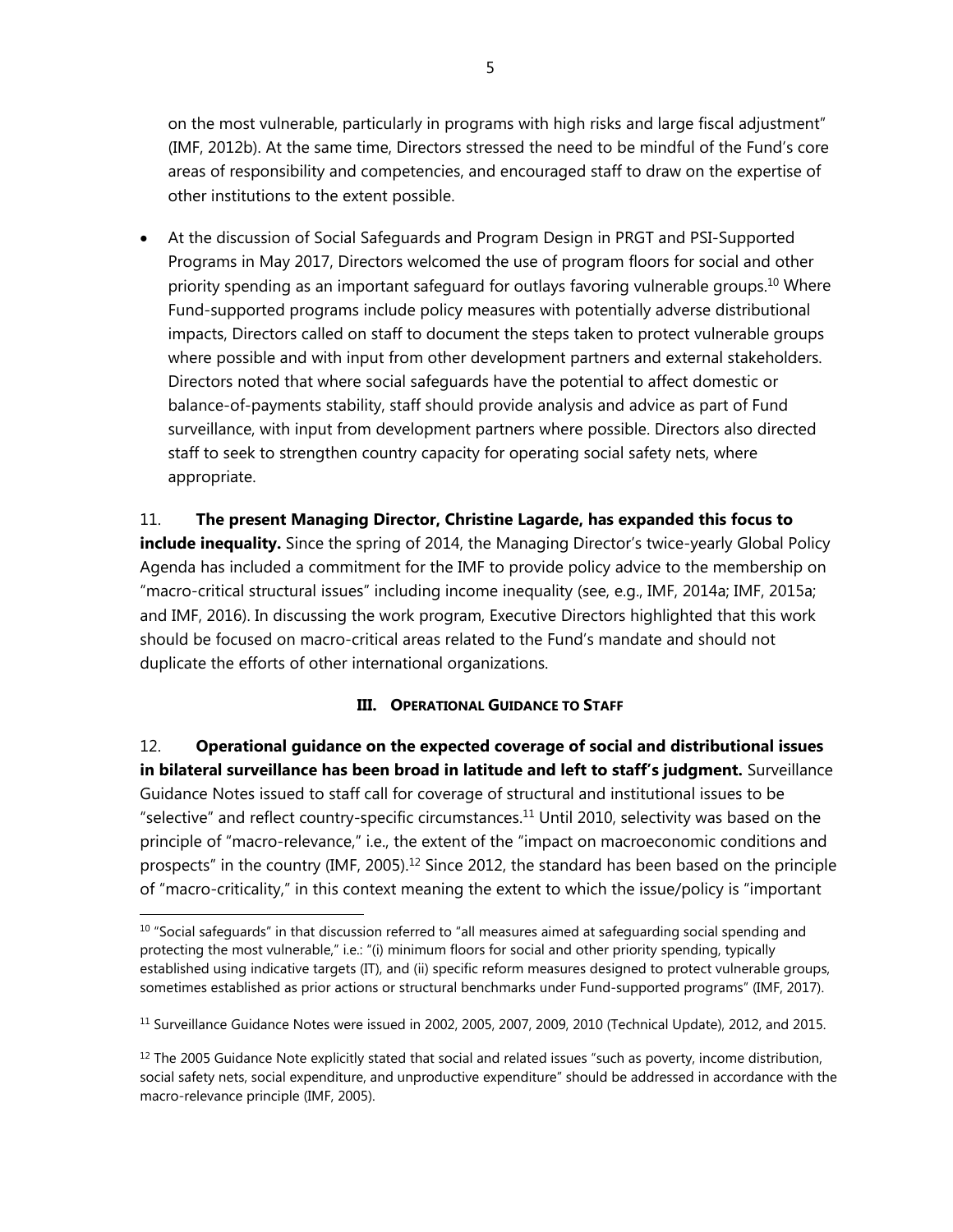on the most vulnerable, particularly in programs with high risks and large fiscal adjustment" (IMF, 2012b). At the same time, Directors stressed the need to be mindful of the Fund's core areas of responsibility and competencies, and encouraged staff to draw on the expertise of other institutions to the extent possible.

- At the discussion of Social Safeguards and Program Design in PRGT and PSI-Supported Programs in May 2017, Directors welcomed the use of program floors for social and other priority spending as an important safeguard for outlays favoring vulnerable groups.[10] Where Fund-supported programs include policy measures with potentially adverse distributional impacts, Directors called on staff to document the steps taken to protect vulnerable groups where possible and with input from other development partners and external stakeholders. Directors noted that where social safeguards have the potential to affect domestic or balance-of-payments stability, staff should provide analysis and advice as part of Fund surveillance, with input from development partners where possible. Directors also directed staff to seek to strengthen country capacity for operating social safety nets, where appropriate.

11. **The present Managing Director, Christine Lagarde, has expanded this focus to include inequality.** Since the spring of 2014, the Managing Director's twice-yearly Global Policy Agenda has included a commitment for the IMF to provide policy advice to the membership on "macro-critical structural issues" including income inequality (see, e.g., IMF, 2014a; IMF, 2015a; and IMF, 2016). In discussing the work program, Executive Directors highlighted that this work should be focused on macro-critical areas related to the Fund's mandate and should not duplicate the efforts of other international organizations.

## III. OPERATIONAL GUIDANCE TO STAFF

12. **Operational guidance on the expected coverage of social and distributional issues in bilateral surveillance has been broad in latitude and left to staff's judgment.** Surveillance Guidance Notes issued to staff call for coverage of structural and institutional issues to be "selective" and reflect country-specific circumstances.[11] Until 2010, selectivity was based on the principle of "macro-relevance," i.e., the extent of the "impact on macroeconomic conditions and prospects" in the country (IMF, 2005).[12] Since 2012, the standard has been based on the principle of "macro-criticality," in this context meaning the extent to which the issue/policy is "important

---

[10] "Social safeguards" in that discussion referred to "all measures aimed at safeguarding social spending and protecting the most vulnerable," i.e.: "(i) minimum floors for social and other priority spending, typically established using indicative targets (IT), and (ii) specific reform measures designed to protect vulnerable groups, sometimes established as prior actions or structural benchmarks under Fund-supported programs" (IMF, 2017).

[11] Surveillance Guidance Notes were issued in 2002, 2005, 2007, 2009, 2010 (Technical Update), 2012, and 2015.

[12] The 2005 Guidance Note explicitly stated that social and related issues "such as poverty, income distribution, social safety nets, social expenditure, and unproductive expenditure" should be addressed in accordance with the macro-relevance principle (IMF, 2005).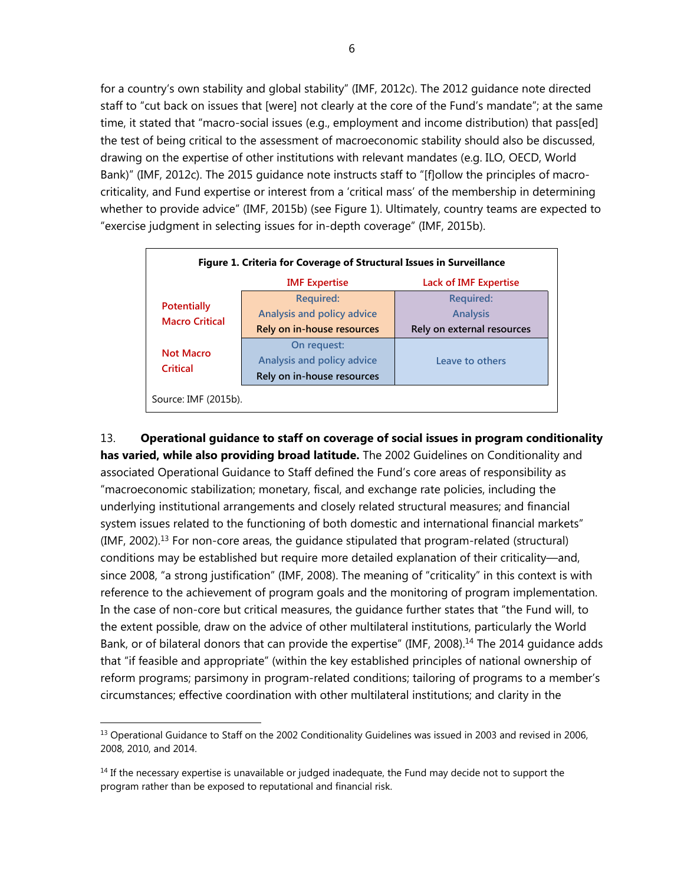for a country's own stability and global stability" (IMF, 2012c). The 2012 guidance note directed staff to "cut back on issues that [were] not clearly at the core of the Fund's mandate"; at the same time, it stated that "macro-social issues (e.g., employment and income distribution) that pass[ed] the test of being critical to the assessment of macroeconomic stability should also be discussed, drawing on the expertise of other institutions with relevant mandates (e.g. ILO, OECD, World Bank)" (IMF, 2012c). The 2015 guidance note instructs staff to "[f]ollow the principles of macro-criticality, and Fund expertise or interest from a 'critical mass' of the membership in determining whether to provide advice" (IMF, 2015b) (see Figure 1). Ultimately, country teams are expected to "exercise judgment in selecting issues for in-depth coverage" (IMF, 2015b).

**Figure 1. Criteria for Coverage of Structural Issues in Surveillance**

| | IMF Expertise | Lack of IMF Expertise |
|---|---|---|
| Potentially Macro Critical | Required: Analysis and policy advice Rely on in-house resources | Required: Analysis Rely on external resources |
| Not Macro Critical | On request: Analysis and policy advice Rely on in-house resources | Leave to others |

Source: IMF (2015b).

13. **Operational guidance to staff on coverage of social issues in program conditionality has varied, while also providing broad latitude.** The 2002 Guidelines on Conditionality and associated Operational Guidance to Staff defined the Fund's core areas of responsibility as "macroeconomic stabilization; monetary, fiscal, and exchange rate policies, including the underlying institutional arrangements and closely related structural measures; and financial system issues related to the functioning of both domestic and international financial markets" (IMF, 2002).[13] For non-core areas, the guidance stipulated that program-related (structural) conditions may be established but require more detailed explanation of their criticality—and, since 2008, "a strong justification" (IMF, 2008). The meaning of "criticality" in this context is with reference to the achievement of program goals and the monitoring of program implementation. In the case of non-core but critical measures, the guidance further states that "the Fund will, to the extent possible, draw on the advice of other multilateral institutions, particularly the World Bank, or of bilateral donors that can provide the expertise" (IMF, 2008).[14] The 2014 guidance adds that "if feasible and appropriate" (within the key established principles of national ownership of reform programs; parsimony in program-related conditions; tailoring of programs to a member's circumstances; effective coordination with other multilateral institutions; and clarity in the

[13] Operational Guidance to Staff on the 2002 Conditionality Guidelines was issued in 2003 and revised in 2006, 2008, 2010, and 2014.

[14] If the necessary expertise is unavailable or judged inadequate, the Fund may decide not to support the program rather than be exposed to reputational and financial risk.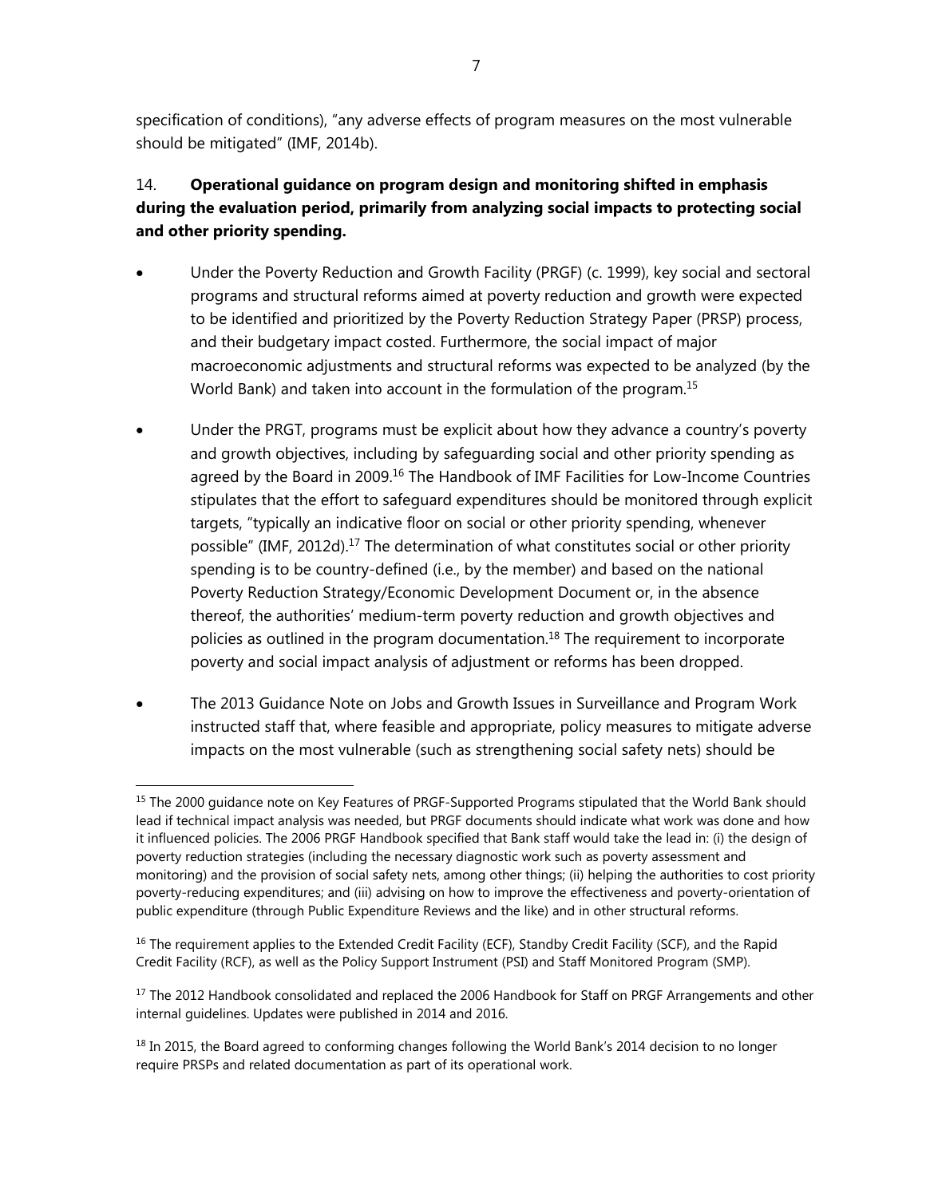specification of conditions), "any adverse effects of program measures on the most vulnerable should be mitigated" (IMF, 2014b).

14. **Operational guidance on program design and monitoring shifted in emphasis during the evaluation period, primarily from analyzing social impacts to protecting social and other priority spending.**

- Under the Poverty Reduction and Growth Facility (PRGF) (c. 1999), key social and sectoral programs and structural reforms aimed at poverty reduction and growth were expected to be identified and prioritized by the Poverty Reduction Strategy Paper (PRSP) process, and their budgetary impact costed. Furthermore, the social impact of major macroeconomic adjustments and structural reforms was expected to be analyzed (by the World Bank) and taken into account in the formulation of the program.[15]

- Under the PRGT, programs must be explicit about how they advance a country's poverty and growth objectives, including by safeguarding social and other priority spending as agreed by the Board in 2009.[16] The Handbook of IMF Facilities for Low-Income Countries stipulates that the effort to safeguard expenditures should be monitored through explicit targets, "typically an indicative floor on social or other priority spending, whenever possible" (IMF, 2012d).[17] The determination of what constitutes social or other priority spending is to be country-defined (i.e., by the member) and based on the national Poverty Reduction Strategy/Economic Development Document or, in the absence thereof, the authorities' medium-term poverty reduction and growth objectives and policies as outlined in the program documentation.[18] The requirement to incorporate poverty and social impact analysis of adjustment or reforms has been dropped.

- The 2013 Guidance Note on Jobs and Growth Issues in Surveillance and Program Work instructed staff that, where feasible and appropriate, policy measures to mitigate adverse impacts on the most vulnerable (such as strengthening social safety nets) should be

---

[15] The 2000 guidance note on Key Features of PRGF-Supported Programs stipulated that the World Bank should lead if technical impact analysis was needed, but PRGF documents should indicate what work was done and how it influenced policies. The 2006 PRGF Handbook specified that Bank staff would take the lead in: (i) the design of poverty reduction strategies (including the necessary diagnostic work such as poverty assessment and monitoring) and the provision of social safety nets, among other things; (ii) helping the authorities to cost priority poverty-reducing expenditures; and (iii) advising on how to improve the effectiveness and poverty-orientation of public expenditure (through Public Expenditure Reviews and the like) and in other structural reforms.

[16] The requirement applies to the Extended Credit Facility (ECF), Standby Credit Facility (SCF), and the Rapid Credit Facility (RCF), as well as the Policy Support Instrument (PSI) and Staff Monitored Program (SMP).

[17] The 2012 Handbook consolidated and replaced the 2006 Handbook for Staff on PRGF Arrangements and other internal guidelines. Updates were published in 2014 and 2016.

[18] In 2015, the Board agreed to conforming changes following the World Bank's 2014 decision to no longer require PRSPs and related documentation as part of its operational work.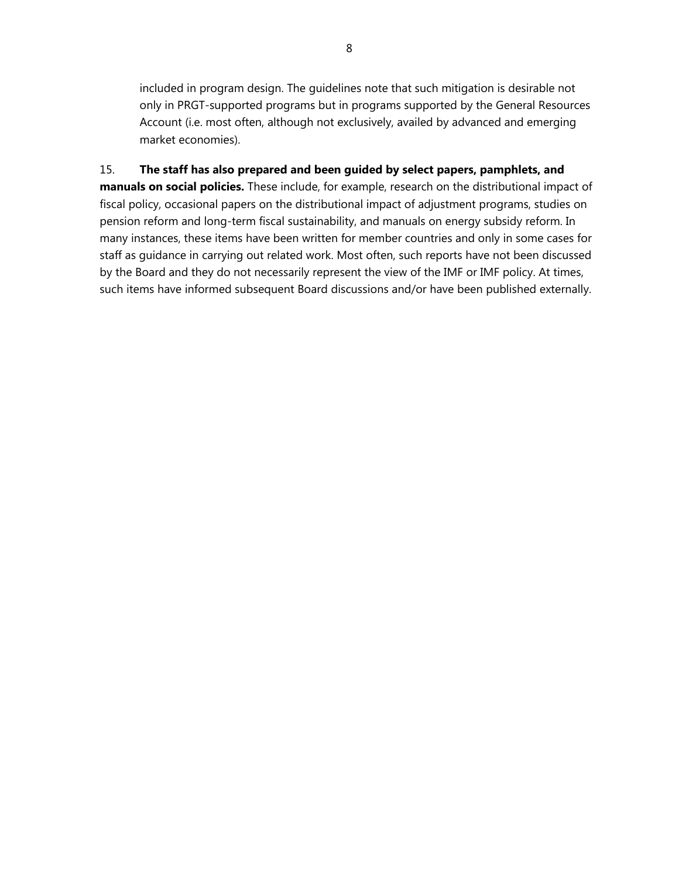included in program design. The guidelines note that such mitigation is desirable not only in PRGT-supported programs but in programs supported by the General Resources Account (i.e. most often, although not exclusively, availed by advanced and emerging market economies).

15. **The staff has also prepared and been guided by select papers, pamphlets, and manuals on social policies.** These include, for example, research on the distributional impact of fiscal policy, occasional papers on the distributional impact of adjustment programs, studies on pension reform and long-term fiscal sustainability, and manuals on energy subsidy reform. In many instances, these items have been written for member countries and only in some cases for staff as guidance in carrying out related work. Most often, such reports have not been discussed by the Board and they do not necessarily represent the view of the IMF or IMF policy. At times, such items have informed subsequent Board discussions and/or have been published externally.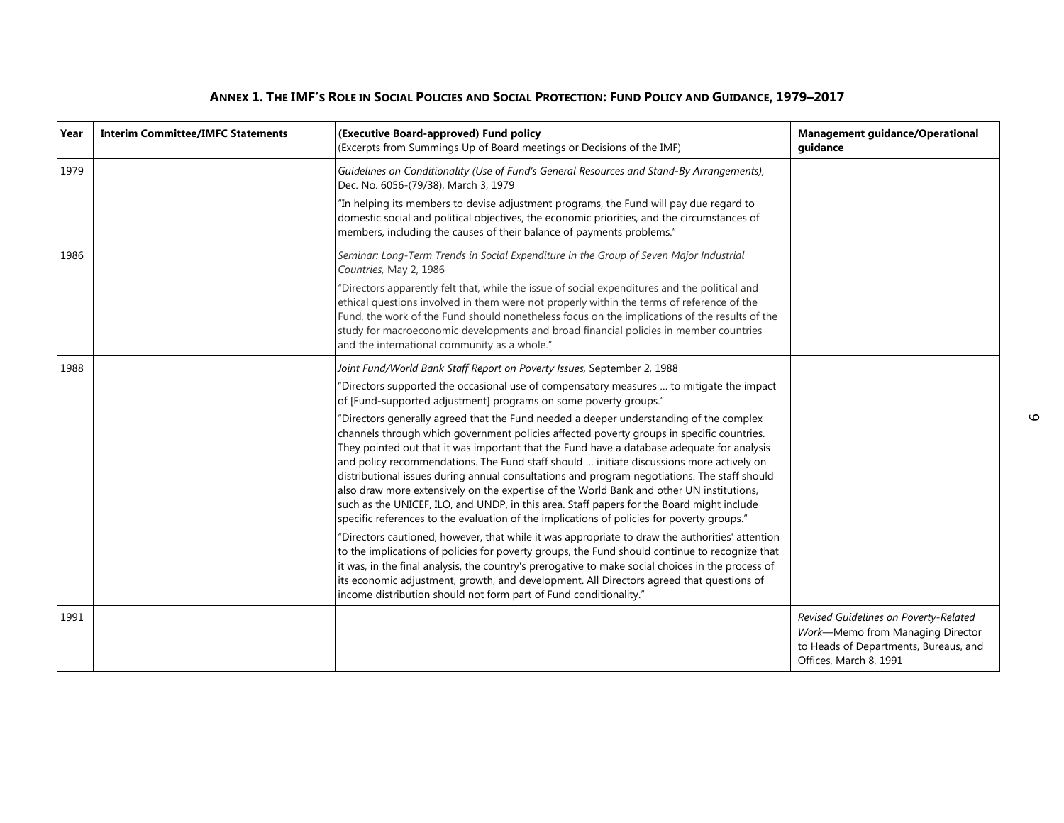## ANNEX 1. THE IMF'S ROLE IN SOCIAL POLICIES AND SOCIAL PROTECTION: FUND POLICY AND GUIDANCE, 1979–2017

| Year | Interim Committee/IMFC Statements | (Executive Board-approved) Fund policy (Excerpts from Summings Up of Board meetings or Decisions of the IMF) | Management guidance/Operational guidance |
| --- | --- | --- | --- |
| 1979 | | *Guidelines on Conditionality (Use of Fund's General Resources and Stand-By Arrangements),* Dec. No. 6056-(79/38), March 3, 1979<br><br>"In helping its members to devise adjustment programs, the Fund will pay due regard to domestic social and political objectives, the economic priorities, and the circumstances of members, including the causes of their balance of payments problems." | |
| 1986 | | *Seminar: Long-Term Trends in Social Expenditure in the Group of Seven Major Industrial Countries,* May 2, 1986<br><br>"Directors apparently felt that, while the issue of social expenditures and the political and ethical questions involved in them were not properly within the terms of reference of the Fund, the work of the Fund should nonetheless focus on the implications of the results of the study for macroeconomic developments and broad financial policies in member countries and the international community as a whole." | |
| 1988 | | *Joint Fund/World Bank Staff Report on Poverty Issues,* September 2, 1988<br><br>"Directors supported the occasional use of compensatory measures … to mitigate the impact of [Fund-supported adjustment] programs on some poverty groups."<br><br>"Directors generally agreed that the Fund needed a deeper understanding of the complex channels through which government policies affected poverty groups in specific countries. They pointed out that it was important that the Fund have a database adequate for analysis and policy recommendations. The Fund staff should … initiate discussions more actively on distributional issues during annual consultations and program negotiations. The staff should also draw more extensively on the expertise of the World Bank and other UN institutions, such as the UNICEF, ILO, and UNDP, in this area. Staff papers for the Board might include specific references to the evaluation of the implications of policies for poverty groups."<br><br>"Directors cautioned, however, that while it was appropriate to draw the authorities' attention to the implications of policies for poverty groups, the Fund should continue to recognize that it was, in the final analysis, the country's prerogative to make social choices in the process of its economic adjustment, growth, and development. All Directors agreed that questions of income distribution should not form part of Fund conditionality." | |
| 1991 | | | *Revised Guidelines on Poverty-Related Work*—Memo from Managing Director to Heads of Departments, Bureaus, and Offices, March 8, 1991 |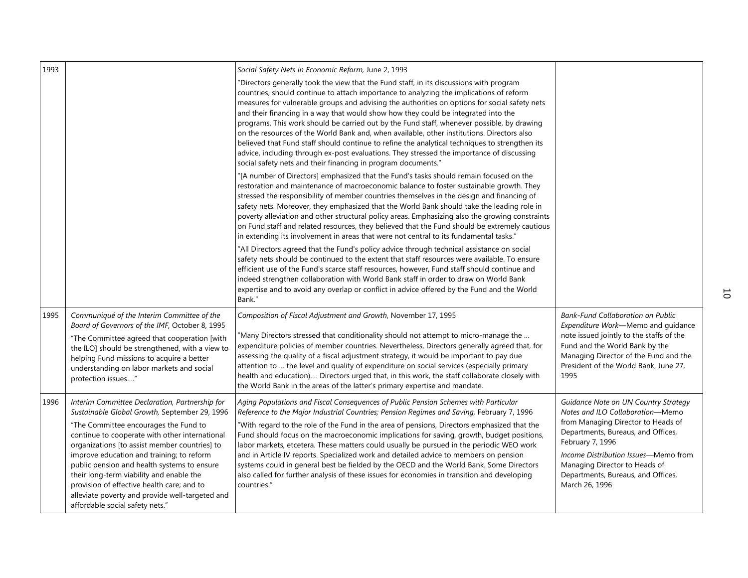| | | | |
|---|---|---|---|
| 1993 | | *Social Safety Nets in Economic Reform,* June 2, 1993<br>"Directors generally took the view that the Fund staff, in its discussions with program countries, should continue to attach importance to analyzing the implications of reform measures for vulnerable groups and advising the authorities on options for social safety nets and their financing in a way that would show how they could be integrated into the programs. This work should be carried out by the Fund staff, whenever possible, by drawing on the resources of the World Bank and, when available, other institutions. Directors also believed that Fund staff should continue to refine the analytical techniques to strengthen its advice, including through ex-post evaluations. They stressed the importance of discussing social safety nets and their financing in program documents."<br>"[A number of Directors] emphasized that the Fund's tasks should remain focused on the restoration and maintenance of macroeconomic balance to foster sustainable growth. They stressed the responsibility of member countries themselves in the design and financing of safety nets. Moreover, they emphasized that the World Bank should take the leading role in poverty alleviation and other structural policy areas. Emphasizing also the growing constraints on Fund staff and related resources, they believed that the Fund should be extremely cautious in extending its involvement in areas that were not central to its fundamental tasks."<br>"All Directors agreed that the Fund's policy advice through technical assistance on social safety nets should be continued to the extent that staff resources were available. To ensure efficient use of the Fund's scarce staff resources, however, Fund staff should continue and indeed strengthen collaboration with World Bank staff in order to draw on World Bank expertise and to avoid any overlap or conflict in advice offered by the Fund and the World Bank." | |
| 1995 | *Communiqué of the Interim Committee of the Board of Governors of the IMF,* October 8, 1995<br>"The Committee agreed that cooperation [with the ILO] should be strengthened, with a view to helping Fund missions to acquire a better understanding on labor markets and social protection issues…." | *Composition of Fiscal Adjustment and Growth*, November 17, 1995<br>"Many Directors stressed that conditionality should not attempt to micro-manage the … expenditure policies of member countries. Nevertheless, Directors generally agreed that, for assessing the quality of a fiscal adjustment strategy, it would be important to pay due attention to … the level and quality of expenditure on social services (especially primary health and education)…. Directors urged that, in this work, the staff collaborate closely with the World Bank in the areas of the latter's primary expertise and mandate. | *Bank-Fund Collaboration on Public Expenditure Work*—Memo and guidance note issued jointly to the staffs of the Fund and the World Bank by the Managing Director of the Fund and the President of the World Bank, June 27, 1995 |
| 1996 | *Interim Committee Declaration, Partnership for Sustainable Global Growth,* September 29, 1996<br>"The Committee encourages the Fund to continue to cooperate with other international organizations [to assist member countries] to improve education and training; to reform public pension and health systems to ensure their long-term viability and enable the provision of effective health care; and to alleviate poverty and provide well-targeted and affordable social safety nets." | *Aging Populations and Fiscal Consequences of Public Pension Schemes with Particular Reference to the Major Industrial Countries; Pension Regimes and Saving,* February 7, 1996<br>"With regard to the role of the Fund in the area of pensions, Directors emphasized that the Fund should focus on the macroeconomic implications for saving, growth, budget positions, labor markets, etcetera. These matters could usually be pursued in the periodic WEO work and in Article IV reports. Specialized work and detailed advice to members on pension systems could in general best be fielded by the OECD and the World Bank. Some Directors also called for further analysis of these issues for economies in transition and developing countries." | *Guidance Note on UN Country Strategy Notes and ILO Collaboration*—Memo from Managing Director to Heads of Departments, Bureaus, and Offices, February 7, 1996<br>*Income Distribution Issues*—Memo from Managing Director to Heads of Departments, Bureaus, and Offices, March 26, 1996 |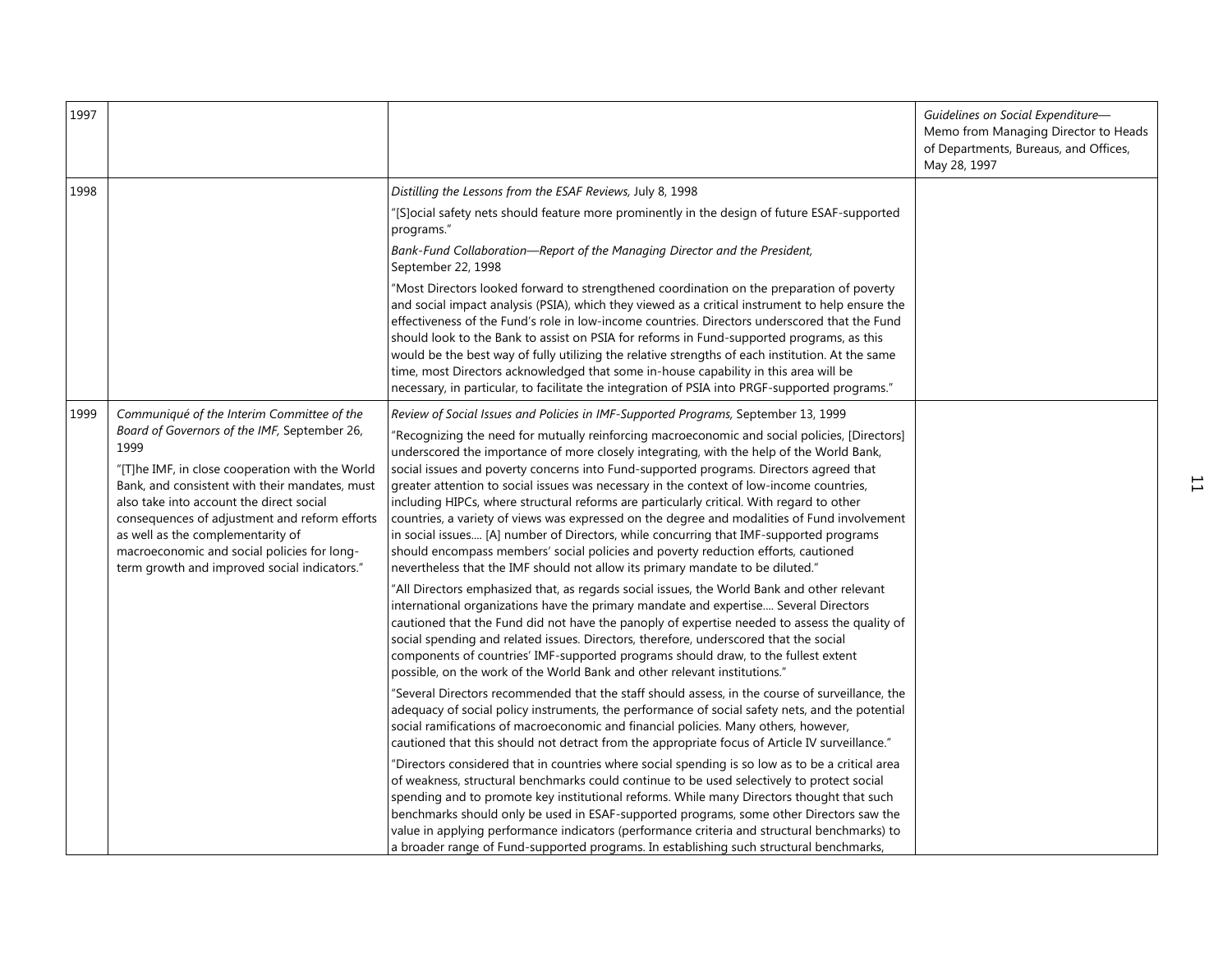| | | | |
|---|---|---|---|
| 1997 | | | *Guidelines on Social Expenditure*—Memo from Managing Director to Heads of Departments, Bureaus, and Offices, May 28, 1997 |
| 1998 | | *Distilling the Lessons from the ESAF Reviews,* July 8, 1998<br><br>"[S]ocial safety nets should feature more prominently in the design of future ESAF-supported programs."<br><br>*Bank-Fund Collaboration—Report of the Managing Director and the President,* September 22, 1998<br><br>"Most Directors looked forward to strengthened coordination on the preparation of poverty and social impact analysis (PSIA), which they viewed as a critical instrument to help ensure the effectiveness of the Fund's role in low-income countries. Directors underscored that the Fund should look to the Bank to assist on PSIA for reforms in Fund-supported programs, as this would be the best way of fully utilizing the relative strengths of each institution. At the same time, most Directors acknowledged that some in-house capability in this area will be necessary, in particular, to facilitate the integration of PSIA into PRGF-supported programs." | |
| 1999 | *Communiqué of the Interim Committee of the Board of Governors of the IMF,* September 26, 1999<br><br>"[T]he IMF, in close cooperation with the World Bank, and consistent with their mandates, must also take into account the direct social consequences of adjustment and reform efforts as well as the complementarity of macroeconomic and social policies for long-term growth and improved social indicators." | *Review of Social Issues and Policies in IMF-Supported Programs,* September 13, 1999<br><br>"Recognizing the need for mutually reinforcing macroeconomic and social policies, [Directors] underscored the importance of more closely integrating, with the help of the World Bank, social issues and poverty concerns into Fund-supported programs. Directors agreed that greater attention to social issues was necessary in the context of low-income countries, including HIPCs, where structural reforms are particularly critical. With regard to other countries, a variety of views was expressed on the degree and modalities of Fund involvement in social issues.... [A] number of Directors, while concurring that IMF-supported programs should encompass members' social policies and poverty reduction efforts, cautioned nevertheless that the IMF should not allow its primary mandate to be diluted."<br><br>"All Directors emphasized that, as regards social issues, the World Bank and other relevant international organizations have the primary mandate and expertise.... Several Directors cautioned that the Fund did not have the panoply of expertise needed to assess the quality of social spending and related issues. Directors, therefore, underscored that the social components of countries' IMF-supported programs should draw, to the fullest extent possible, on the work of the World Bank and other relevant institutions."<br><br>"Several Directors recommended that the staff should assess, in the course of surveillance, the adequacy of social policy instruments, the performance of social safety nets, and the potential social ramifications of macroeconomic and financial policies. Many others, however, cautioned that this should not detract from the appropriate focus of Article IV surveillance."<br><br>"Directors considered that in countries where social spending is so low as to be a critical area of weakness, structural benchmarks could continue to be used selectively to protect social spending and to promote key institutional reforms. While many Directors thought that such benchmarks should only be used in ESAF-supported programs, some other Directors saw the value in applying performance indicators (performance criteria and structural benchmarks) to a broader range of Fund-supported programs. In establishing such structural benchmarks, | |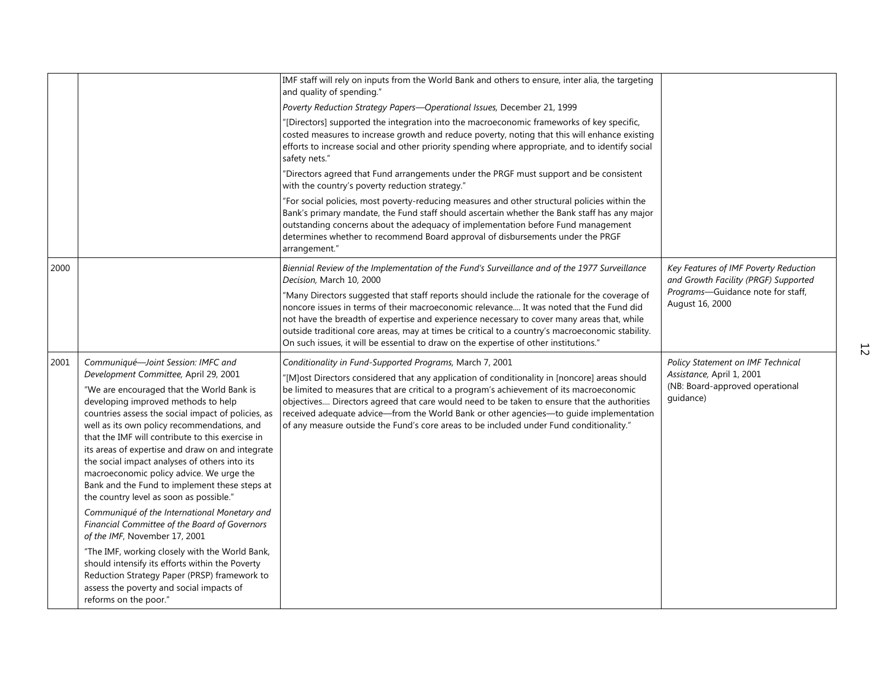| | | | |
|---|---|---|---|
| | | IMF staff will rely on inputs from the World Bank and others to ensure, inter alia, the targeting and quality of spending."<br><br>*Poverty Reduction Strategy Papers—Operational Issues,* December 21, 1999<br><br>"[Directors] supported the integration into the macroeconomic frameworks of key specific, costed measures to increase growth and reduce poverty, noting that this will enhance existing efforts to increase social and other priority spending where appropriate, and to identify social safety nets."<br><br>"Directors agreed that Fund arrangements under the PRGF must support and be consistent with the country's poverty reduction strategy."<br><br>"For social policies, most poverty-reducing measures and other structural policies within the Bank's primary mandate, the Fund staff should ascertain whether the Bank staff has any major outstanding concerns about the adequacy of implementation before Fund management determines whether to recommend Board approval of disbursements under the PRGF arrangement." | |
| 2000 | | *Biennial Review of the Implementation of the Fund's Surveillance and of the 1977 Surveillance Decision,* March 10, 2000<br><br>"Many Directors suggested that staff reports should include the rationale for the coverage of noncore issues in terms of their macroeconomic relevance.... It was noted that the Fund did not have the breadth of expertise and experience necessary to cover many areas that, while outside traditional core areas, may at times be critical to a country's macroeconomic stability. On such issues, it will be essential to draw on the expertise of other institutions." | *Key Features of IMF Poverty Reduction and Growth Facility (PRGF) Supported Programs*—Guidance note for staff, August 16, 2000 |
| 2001 | *Communiqué—Joint Session: IMFC and Development Committee,* April 29, 2001<br><br>"We are encouraged that the World Bank is developing improved methods to help countries assess the social impact of policies, as well as its own policy recommendations, and that the IMF will contribute to this exercise in its areas of expertise and draw on and integrate the social impact analyses of others into its macroeconomic policy advice. We urge the Bank and the Fund to implement these steps at the country level as soon as possible."<br><br>*Communiqué of the International Monetary and Financial Committee of the Board of Governors of the IMF*, November 17, 2001<br><br>"The IMF, working closely with the World Bank, should intensify its efforts within the Poverty Reduction Strategy Paper (PRSP) framework to assess the poverty and social impacts of reforms on the poor." | *Conditionality in Fund-Supported Programs,* March 7, 2001<br><br>"[M]ost Directors considered that any application of conditionality in [noncore] areas should be limited to measures that are critical to a program's achievement of its macroeconomic objectives.... Directors agreed that care would need to be taken to ensure that the authorities received adequate advice—from the World Bank or other agencies—to guide implementation of any measure outside the Fund's core areas to be included under Fund conditionality." | *Policy Statement on IMF Technical Assistance,* April 1, 2001<br>(NB: Board-approved operational guidance) |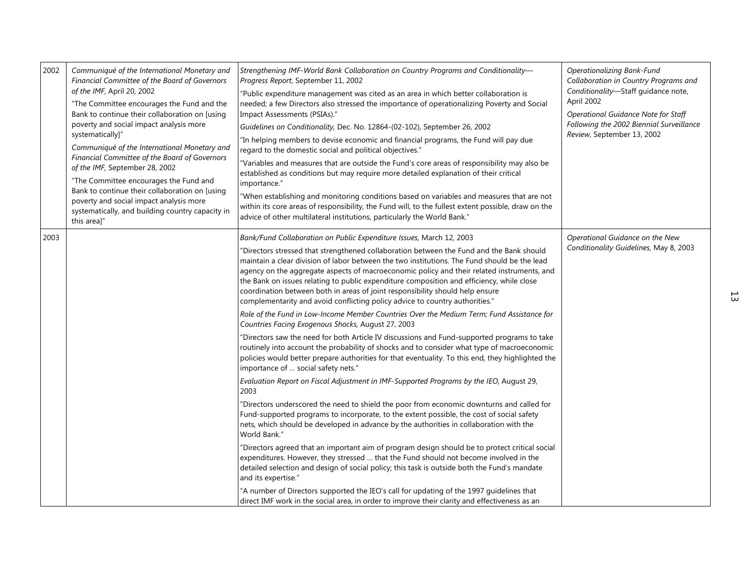| | | | |
|---|---|---|---|
| 2002 | *Communiqué of the International Monetary and Financial Committee of the Board of Governors of the IMF*, April 20, 2002<br><br>"The Committee encourages the Fund and the Bank to continue their collaboration on [using poverty and social impact analysis more systematically]"<br><br>*Communiqué of the International Monetary and Financial Committee of the Board of Governors of the IMF,* September 28, 2002<br><br>"The Committee encourages the Fund and Bank to continue their collaboration on [using poverty and social impact analysis more systematically, and building country capacity in this area]" | *Strengthening IMF-World Bank Collaboration on Country Programs and Conditionality—Progress Report*, September 11, 2002<br><br>"Public expenditure management was cited as an area in which better collaboration is needed; a few Directors also stressed the importance of operationalizing Poverty and Social Impact Assessments (PSIAs)."<br><br>*Guidelines on Conditionality,* Dec. No. 12864-(02-102), September 26, 2002<br><br>"In helping members to devise economic and financial programs, the Fund will pay due regard to the domestic social and political objectives."<br><br>"Variables and measures that are outside the Fund's core areas of responsibility may also be established as conditions but may require more detailed explanation of their critical importance."<br><br>"When establishing and monitoring conditions based on variables and measures that are not within its core areas of responsibility, the Fund will, to the fullest extent possible, draw on the advice of other multilateral institutions, particularly the World Bank." | *Operationalizing Bank-Fund Collaboration in Country Programs and Conditionality*—Staff guidance note, April 2002<br><br>*Operational Guidance Note for Staff Following the 2002 Biennial Surveillance Review*, September 13, 2002 |
| 2003 | | *Bank/Fund Collaboration on Public Expenditure Issues,* March 12, 2003<br><br>"Directors stressed that strengthened collaboration between the Fund and the Bank should maintain a clear division of labor between the two institutions. The Fund should be the lead agency on the aggregate aspects of macroeconomic policy and their related instruments, and the Bank on issues relating to public expenditure composition and efficiency, while close coordination between both in areas of joint responsibility should help ensure complementarity and avoid conflicting policy advice to country authorities."<br><br>*Role of the Fund in Low-Income Member Countries Over the Medium Term; Fund Assistance for Countries Facing Exogenous Shocks,* August 27, 2003<br><br>"Directors saw the need for both Article IV discussions and Fund-supported programs to take routinely into account the probability of shocks and to consider what type of macroeconomic policies would better prepare authorities for that eventuality. To this end, they highlighted the importance of … social safety nets."<br><br>*Evaluation Report on Fiscal Adjustment in IMF-Supported Programs by the IEO,* August 29, 2003<br><br>"Directors underscored the need to shield the poor from economic downturns and called for Fund-supported programs to incorporate, to the extent possible, the cost of social safety nets, which should be developed in advance by the authorities in collaboration with the World Bank."<br><br>"Directors agreed that an important aim of program design should be to protect critical social expenditures. However, they stressed … that the Fund should not become involved in the detailed selection and design of social policy; this task is outside both the Fund's mandate and its expertise."<br><br>"A number of Directors supported the IEO's call for updating of the 1997 guidelines that direct IMF work in the social area, in order to improve their clarity and effectiveness as an | *Operational Guidance on the New Conditionality Guidelines,* May 8, 2003 |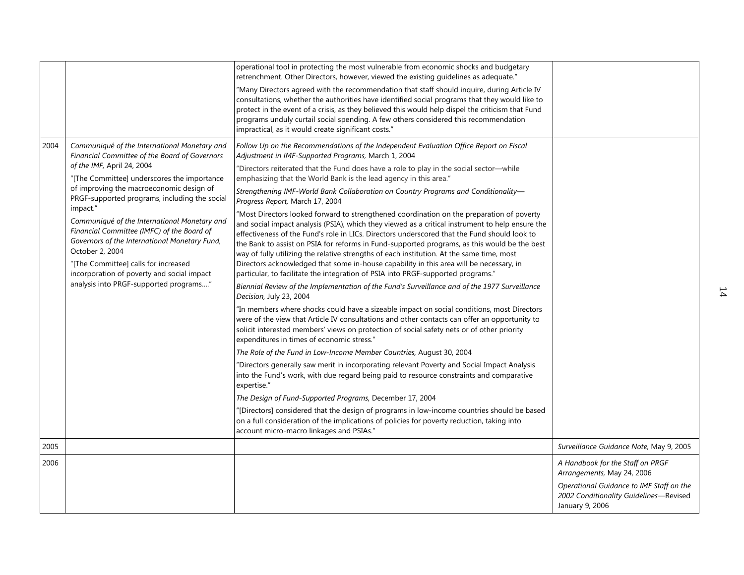| | | | |
|---|---|---|---|
| | | operational tool in protecting the most vulnerable from economic shocks and budgetary retrenchment. Other Directors, however, viewed the existing guidelines as adequate."<br><br>"Many Directors agreed with the recommendation that staff should inquire, during Article IV consultations, whether the authorities have identified social programs that they would like to protect in the event of a crisis, as they believed this would help dispel the criticism that Fund programs unduly curtail social spending. A few others considered this recommendation impractical, as it would create significant costs." | |
| 2004 | *Communiqué of the International Monetary and Financial Committee of the Board of Governors of the IMF,* April 24, 2004<br><br>"[The Committee] underscores the importance of improving the macroeconomic design of PRGF-supported programs, including the social impact."<br><br>*Communiqué of the International Monetary and Financial Committee (IMFC) of the Board of Governors of the International Monetary Fund,* October 2, 2004<br><br>"[The Committee] calls for increased incorporation of poverty and social impact analysis into PRGF-supported programs...." | *Follow Up on the Recommendations of the Independent Evaluation Office Report on Fiscal Adjustment in IMF-Supported Programs,* March 1, 2004<br><br>"Directors reiterated that the Fund does have a role to play in the social sector—while emphasizing that the World Bank is the lead agency in this area."<br><br>*Strengthening IMF-World Bank Collaboration on Country Programs and Conditionality—Progress Report,* March 17, 2004<br><br>"Most Directors looked forward to strengthened coordination on the preparation of poverty and social impact analysis (PSIA), which they viewed as a critical instrument to help ensure the effectiveness of the Fund's role in LICs. Directors underscored that the Fund should look to the Bank to assist on PSIA for reforms in Fund-supported programs, as this would be the best way of fully utilizing the relative strengths of each institution. At the same time, most Directors acknowledged that some in-house capability in this area will be necessary, in particular, to facilitate the integration of PSIA into PRGF-supported programs."<br><br>*Biennial Review of the Implementation of the Fund's Surveillance and of the 1977 Surveillance Decision,* July 23, 2004<br><br>"In members where shocks could have a sizeable impact on social conditions, most Directors were of the view that Article IV consultations and other contacts can offer an opportunity to solicit interested members' views on protection of social safety nets or of other priority expenditures in times of economic stress."<br><br>*The Role of the Fund in Low-Income Member Countries,* August 30, 2004<br><br>"Directors generally saw merit in incorporating relevant Poverty and Social Impact Analysis into the Fund's work, with due regard being paid to resource constraints and comparative expertise."<br><br>*The Design of Fund-Supported Programs,* December 17, 2004<br><br>"[Directors] considered that the design of programs in low-income countries should be based on a full consideration of the implications of policies for poverty reduction, taking into account micro-macro linkages and PSIAs." | |
| 2005 | | | *Surveillance Guidance Note,* May 9, 2005 |
| 2006 | | | *A Handbook for the Staff on PRGF Arrangements,* May 24, 2006<br><br>*Operational Guidance to IMF Staff on the 2002 Conditionality Guidelines*—Revised January 9, 2006 |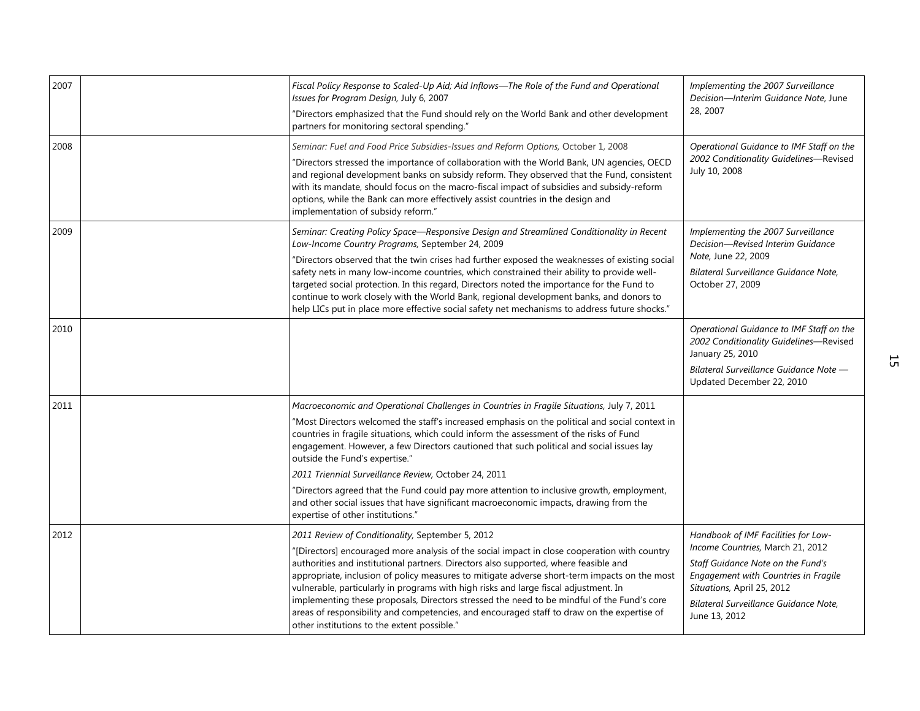| | | | |
|---|---|---|---|
| 2007 | | *Fiscal Policy Response to Scaled-Up Aid; Aid Inflows—The Role of the Fund and Operational Issues for Program Design,* July 6, 2007<br>"Directors emphasized that the Fund should rely on the World Bank and other development partners for monitoring sectoral spending." | *Implementing the 2007 Surveillance Decision—Interim Guidance Note,* June 28, 2007 |
| 2008 | | *Seminar: Fuel and Food Price Subsidies-Issues and Reform Options,* October 1, 2008<br>"Directors stressed the importance of collaboration with the World Bank, UN agencies, OECD and regional development banks on subsidy reform. They observed that the Fund, consistent with its mandate, should focus on the macro-fiscal impact of subsidies and subsidy-reform options, while the Bank can more effectively assist countries in the design and implementation of subsidy reform." | *Operational Guidance to IMF Staff on the 2002 Conditionality Guidelines*—Revised July 10, 2008 |
| 2009 | | *Seminar: Creating Policy Space—Responsive Design and Streamlined Conditionality in Recent Low-Income Country Programs,* September 24, 2009<br>"Directors observed that the twin crises had further exposed the weaknesses of existing social safety nets in many low-income countries, which constrained their ability to provide well-targeted social protection. In this regard, Directors noted the importance for the Fund to continue to work closely with the World Bank, regional development banks, and donors to help LICs put in place more effective social safety net mechanisms to address future shocks." | *Implementing the 2007 Surveillance Decision—Revised Interim Guidance Note,* June 22, 2009<br>*Bilateral Surveillance Guidance Note,* October 27, 2009 |
| 2010 | | | *Operational Guidance to IMF Staff on the 2002 Conditionality Guidelines*—Revised January 25, 2010<br>*Bilateral Surveillance Guidance Note* — Updated December 22, 2010 |
| 2011 | | *Macroeconomic and Operational Challenges in Countries in Fragile Situations,* July 7, 2011<br>"Most Directors welcomed the staff's increased emphasis on the political and social context in countries in fragile situations, which could inform the assessment of the risks of Fund engagement. However, a few Directors cautioned that such political and social issues lay outside the Fund's expertise."<br>*2011 Triennial Surveillance Review,* October 24, 2011<br>"Directors agreed that the Fund could pay more attention to inclusive growth, employment, and other social issues that have significant macroeconomic impacts, drawing from the expertise of other institutions." | |
| 2012 | | *2011 Review of Conditionality,* September 5, 2012<br>"[Directors] encouraged more analysis of the social impact in close cooperation with country authorities and institutional partners. Directors also supported, where feasible and appropriate, inclusion of policy measures to mitigate adverse short-term impacts on the most vulnerable, particularly in programs with high risks and large fiscal adjustment. In implementing these proposals, Directors stressed the need to be mindful of the Fund's core areas of responsibility and competencies, and encouraged staff to draw on the expertise of other institutions to the extent possible." | *Handbook of IMF Facilities for Low-Income Countries,* March 21, 2012<br>*Staff Guidance Note on the Fund's Engagement with Countries in Fragile Situations,* April 25, 2012<br>*Bilateral Surveillance Guidance Note,* June 13, 2012 |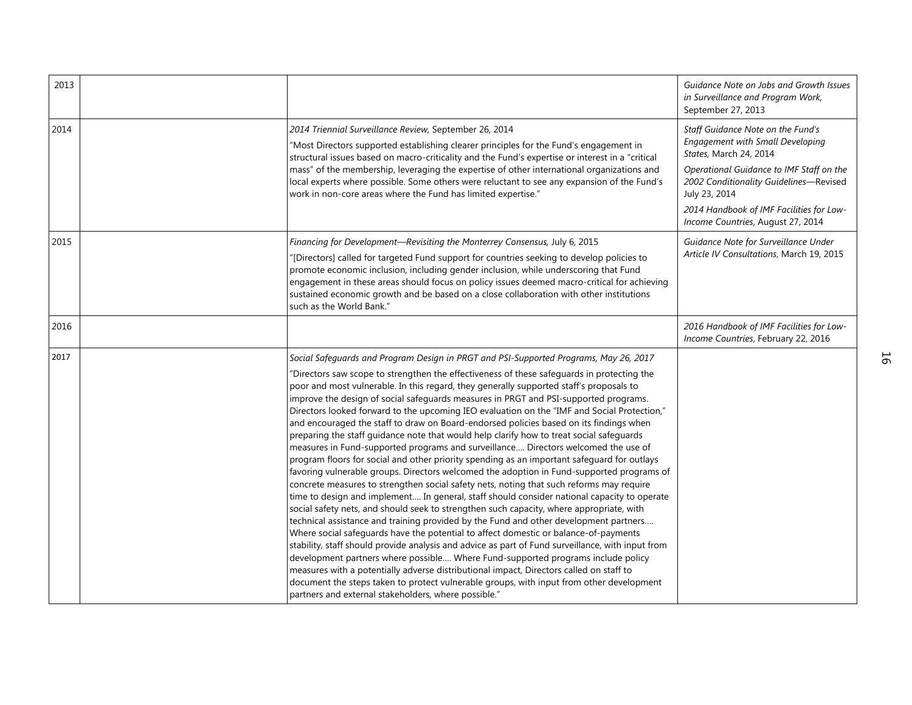| 2013 | | | *Guidance Note on Jobs and Growth Issues in Surveillance and Program Work,* September 27, 2013 |
|---|---|---|---|
| 2014 | | *2014 Triennial Surveillance Review,* September 26, 2014<br><br>"Most Directors supported establishing clearer principles for the Fund's engagement in structural issues based on macro-criticality and the Fund's expertise or interest in a "critical mass" of the membership, leveraging the expertise of other international organizations and local experts where possible. Some others were reluctant to see any expansion of the Fund's work in non-core areas where the Fund has limited expertise." | *Staff Guidance Note on the Fund's Engagement with Small Developing States,* March 24, 2014<br><br>*Operational Guidance to IMF Staff on the 2002 Conditionality Guidelines—Revised* July 23, 2014<br><br>*2014 Handbook of IMF Facilities for Low-Income Countries*, August 27, 2014 |
| 2015 | | *Financing for Development—Revisiting the Monterrey Consensus,* July 6, 2015<br><br>"[Directors] called for targeted Fund support for countries seeking to develop policies to promote economic inclusion, including gender inclusion, while underscoring that Fund engagement in these areas should focus on policy issues deemed macro-critical for achieving sustained economic growth and be based on a close collaboration with other institutions such as the World Bank." | *Guidance Note for Surveillance Under Article IV Consultations*, March 19, 2015 |
| 2016 | | | *2016 Handbook of IMF Facilities for Low-Income Countries*, February 22, 2016 |
| 2017 | | *Social Safeguards and Program Design in PRGT and PSI-Supported Programs, May 26, 2017*<br><br>"Directors saw scope to strengthen the effectiveness of these safeguards in protecting the poor and most vulnerable. In this regard, they generally supported staff's proposals to improve the design of social safeguards measures in PRGT and PSI-supported programs. Directors looked forward to the upcoming IEO evaluation on the "IMF and Social Protection," and encouraged the staff to draw on Board-endorsed policies based on its findings when preparing the staff guidance note that would help clarify how to treat social safeguards measures in Fund-supported programs and surveillance.... Directors welcomed the use of program floors for social and other priority spending as an important safeguard for outlays favoring vulnerable groups. Directors welcomed the adoption in Fund-supported programs of concrete measures to strengthen social safety nets, noting that such reforms may require time to design and implement.... In general, staff should consider national capacity to operate social safety nets, and should seek to strengthen such capacity, where appropriate, with technical assistance and training provided by the Fund and other development partners.... Where social safeguards have the potential to affect domestic or balance-of-payments stability, staff should provide analysis and advice as part of Fund surveillance, with input from development partners where possible.... Where Fund-supported programs include policy measures with a potentially adverse distributional impact, Directors called on staff to document the steps taken to protect vulnerable groups, with input from other development partners and external stakeholders, where possible." | |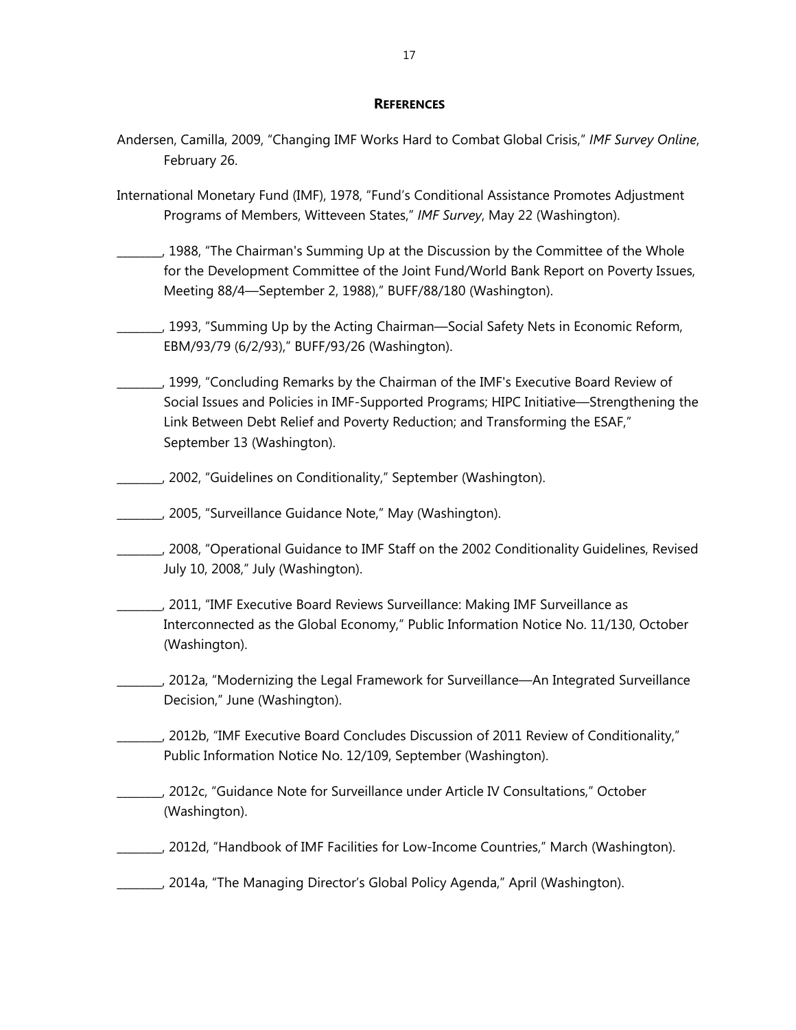## References

Andersen, Camilla, 2009, "Changing IMF Works Hard to Combat Global Crisis," *IMF Survey Online*, February 26.

International Monetary Fund (IMF), 1978, "Fund's Conditional Assistance Promotes Adjustment Programs of Members, Witteveen States," *IMF Survey*, May 22 (Washington).

________, 1988, "The Chairman's Summing Up at the Discussion by the Committee of the Whole for the Development Committee of the Joint Fund/World Bank Report on Poverty Issues, Meeting 88/4—September 2, 1988)," BUFF/88/180 (Washington).

________, 1993, "Summing Up by the Acting Chairman—Social Safety Nets in Economic Reform, EBM/93/79 (6/2/93)," BUFF/93/26 (Washington).

________, 1999, "Concluding Remarks by the Chairman of the IMF's Executive Board Review of Social Issues and Policies in IMF-Supported Programs; HIPC Initiative—Strengthening the Link Between Debt Relief and Poverty Reduction; and Transforming the ESAF," September 13 (Washington).

________, 2002, "Guidelines on Conditionality," September (Washington).

________, 2005, "Surveillance Guidance Note," May (Washington).

________, 2008, "Operational Guidance to IMF Staff on the 2002 Conditionality Guidelines, Revised July 10, 2008," July (Washington).

________, 2011, "IMF Executive Board Reviews Surveillance: Making IMF Surveillance as Interconnected as the Global Economy," Public Information Notice No. 11/130, October (Washington).

________, 2012a, "Modernizing the Legal Framework for Surveillance—An Integrated Surveillance Decision," June (Washington).

________, 2012b, "IMF Executive Board Concludes Discussion of 2011 Review of Conditionality," Public Information Notice No. 12/109, September (Washington).

________, 2012c, "Guidance Note for Surveillance under Article IV Consultations," October (Washington).

________, 2012d, "Handbook of IMF Facilities for Low-Income Countries," March (Washington).

________, 2014a, "The Managing Director's Global Policy Agenda," April (Washington).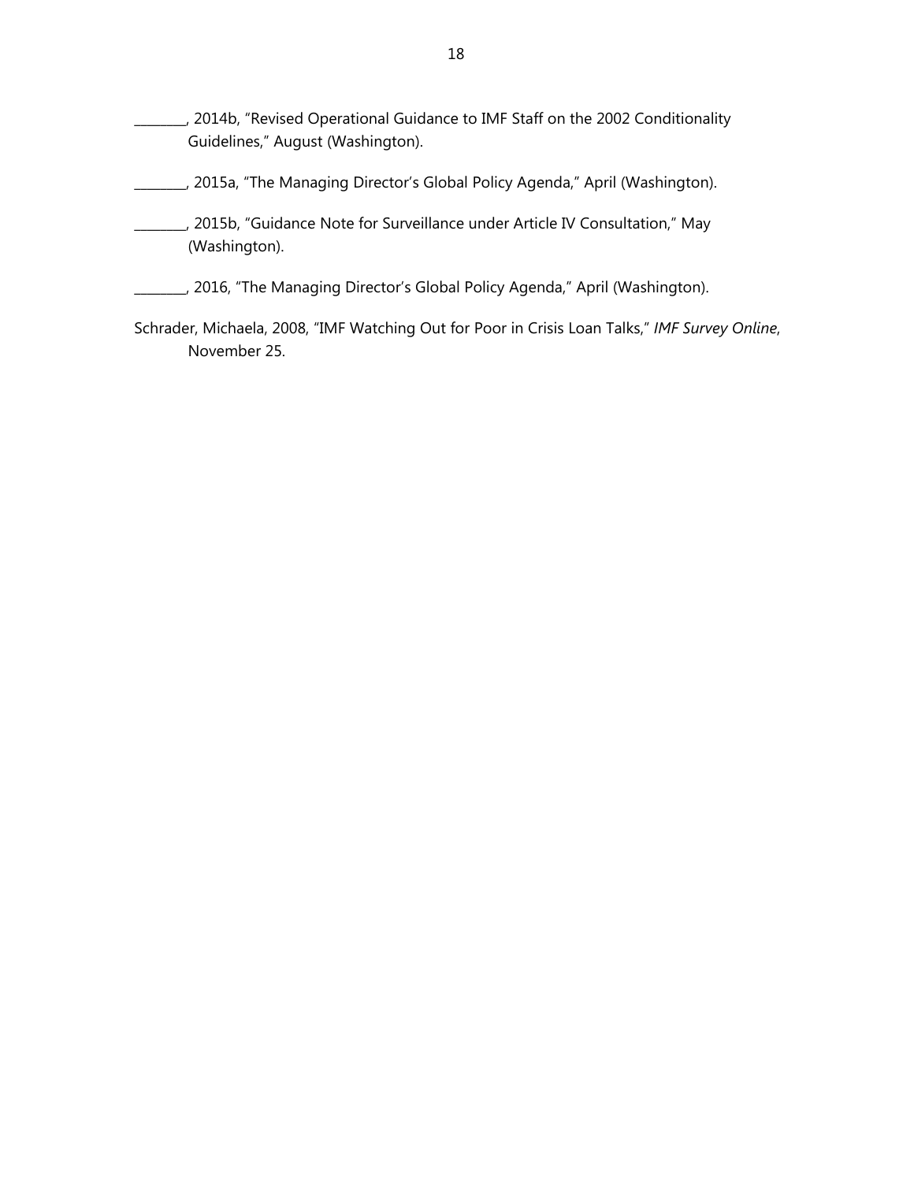________, 2014b, "Revised Operational Guidance to IMF Staff on the 2002 Conditionality Guidelines," August (Washington).

________, 2015a, "The Managing Director's Global Policy Agenda," April (Washington).

________, 2015b, "Guidance Note for Surveillance under Article IV Consultation," May (Washington).

________, 2016, "The Managing Director's Global Policy Agenda," April (Washington).

Schrader, Michaela, 2008, "IMF Watching Out for Poor in Crisis Loan Talks," *IMF Survey Online*, November 25.